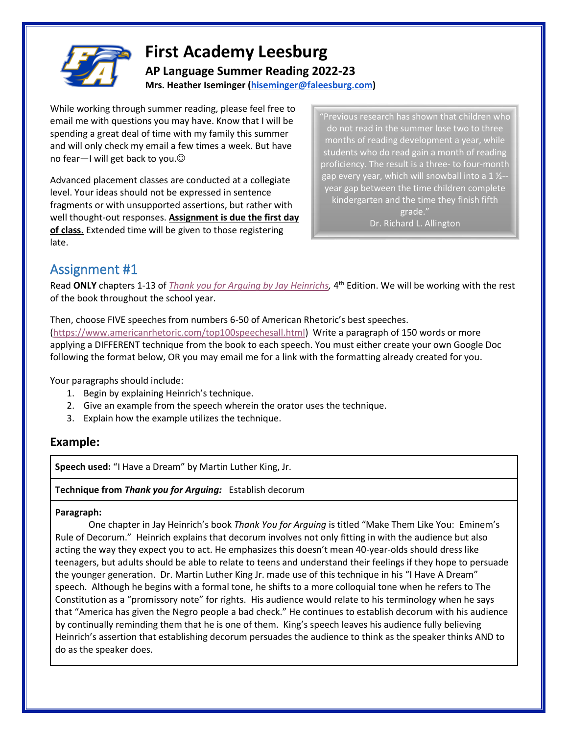# First Academy Leesburg

## AP Language Summer Reading 2022-23

**Mrs. Heather Iseminger (hiseminger@faleesburg.com)**

While working through summer reading, please feel free to email me with questions you may have. Know that I will be spending a great deal of time with my family this summer and will only check my email a few times a week. But have no fear—I will get back to you.☺

Advanced placement classes are conducted at a collegiate level. Your ideas should not be expressed in sentence fragments or with unsupported assertions, but rather with well thought-out responses. **Assignment is due the first day of class.** Extended time will be given to those registering late.

> "Previous research has shown that children who do not read in the summer lose two to three months of reading development a year, while students who do read gain a month of reading proficiency. The result is a three- to four-month gap every year, which will snowball into a 1 ½--year gap between the time children complete kindergarten and the time they finish fifth grade."
> Dr. Richard L. Allington

## Assignment #1

Read **ONLY** chapters 1-13 of *Thank you for Arguing by Jay Heinrichs*, 4th Edition. We will be working with the rest of the book throughout the school year.

Then, choose FIVE speeches from numbers 6-50 of American Rhetoric's best speeches. (https://www.americanrhetoric.com/top100speechesall.html) Write a paragraph of 150 words or more applying a DIFFERENT technique from the book to each speech. You must either create your own Google Doc following the format below, OR you may email me for a link with the formatting already created for you.

Your paragraphs should include:

1. Begin by explaining Heinrich's technique.
2. Give an example from the speech wherein the orator uses the technique.
3. Explain how the example utilizes the technique.

### Example:

**Speech used:** "I Have a Dream" by Martin Luther King, Jr.

**Technique from *Thank you for Arguing:*** Establish decorum

**Paragraph:**

One chapter in Jay Heinrich's book *Thank You for Arguing* is titled "Make Them Like You: Eminem's Rule of Decorum." Heinrich explains that decorum involves not only fitting in with the audience but also acting the way they expect you to act. He emphasizes this doesn't mean 40-year-olds should dress like teenagers, but adults should be able to relate to teens and understand their feelings if they hope to persuade the younger generation. Dr. Martin Luther King Jr. made use of this technique in his "I Have A Dream" speech. Although he begins with a formal tone, he shifts to a more colloquial tone when he refers to The Constitution as a "promissory note" for rights. His audience would relate to his terminology when he says that "America has given the Negro people a bad check." He continues to establish decorum with his audience by continually reminding them that he is one of them. King's speech leaves his audience fully believing Heinrich's assertion that establishing decorum persuades the audience to think as the speaker thinks AND to do as the speaker does.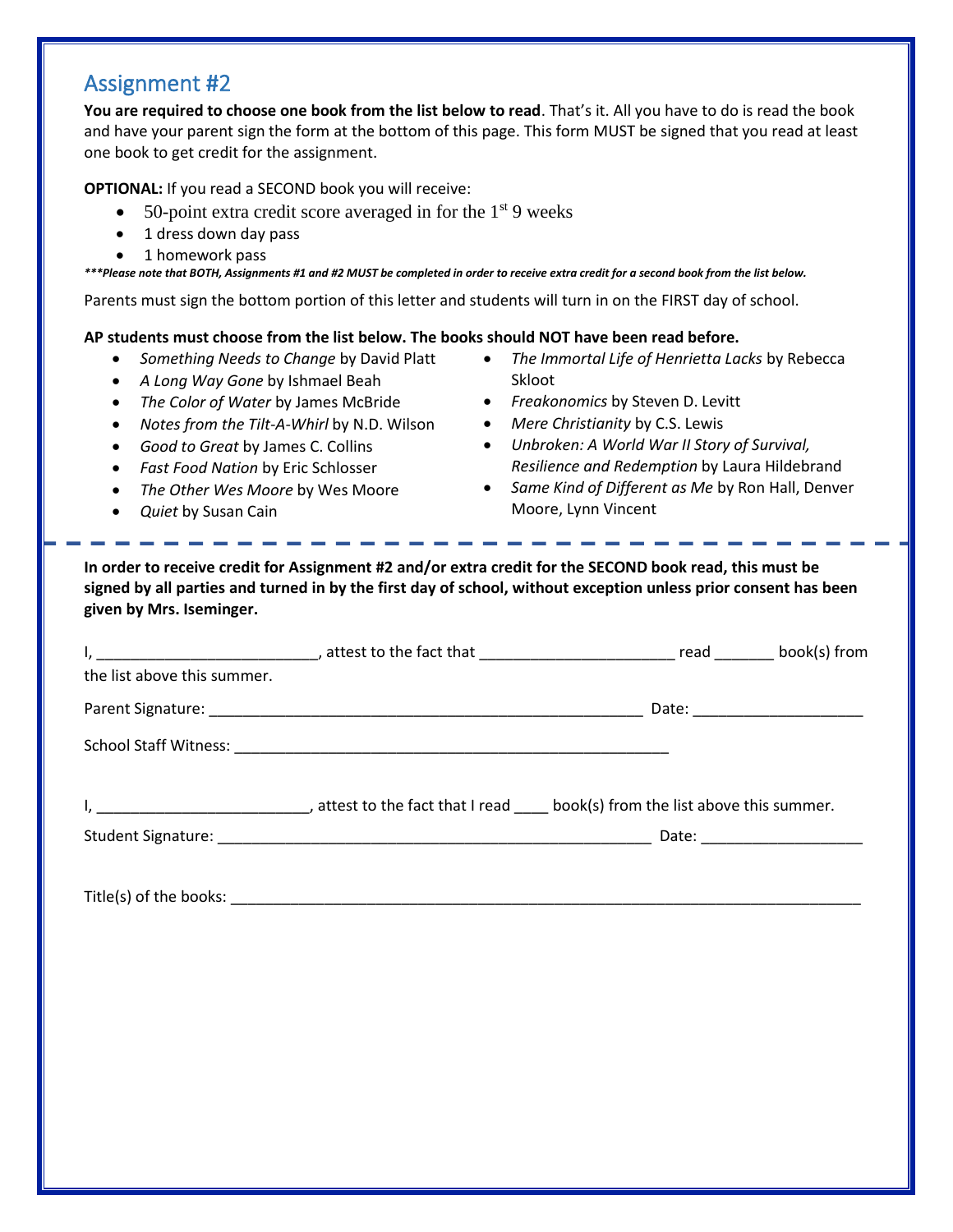## Assignment #2

**You are required to choose one book from the list below to read**. That's it. All you have to do is read the book and have your parent sign the form at the bottom of this page. This form MUST be signed that you read at least one book to get credit for the assignment.

**OPTIONAL:** If you read a SECOND book you will receive:

- 50-point extra credit score averaged in for the 1st 9 weeks
- 1 dress down day pass
- 1 homework pass

***\*\*\*Please note that BOTH, Assignments #1 and #2 MUST be completed in order to receive extra credit for a second book from the list below.***

Parents must sign the bottom portion of this letter and students will turn in on the FIRST day of school.

**AP students must choose from the list below. The books should NOT have been read before.**

- *Something Needs to Change* by David Platt
- *A Long Way Gone* by Ishmael Beah
- *The Color of Water* by James McBride
- *Notes from the Tilt-A-Whirl* by N.D. Wilson
- *Good to Great* by James C. Collins
- *Fast Food Nation* by Eric Schlosser
- *The Other Wes Moore* by Wes Moore
- *Quiet* by Susan Cain
- *The Immortal Life of Henrietta Lacks* by Rebecca Skloot
- *Freakonomics* by Steven D. Levitt
- *Mere Christianity* by C.S. Lewis
- *Unbroken: A World War II Story of Survival, Resilience and Redemption* by Laura Hildebrand
- *Same Kind of Different as Me* by Ron Hall, Denver Moore, Lynn Vincent

---

**In order to receive credit for Assignment #2 and/or extra credit for the SECOND book read, this must be signed by all parties and turned in by the first day of school, without exception unless prior consent has been given by Mrs. Iseminger.**

I, _________________________, attest to the fact that ______________________ read _______ book(s) from the list above this summer.

Parent Signature: ___________________________________________________ Date: ___________________

School Staff Witness: ___________________________________________________

I, ________________________, attest to the fact that I read ____ book(s) from the list above this summer.

Student Signature: ___________________________________________________ Date: ___________________

Title(s) of the books: _________________________________________________________________________